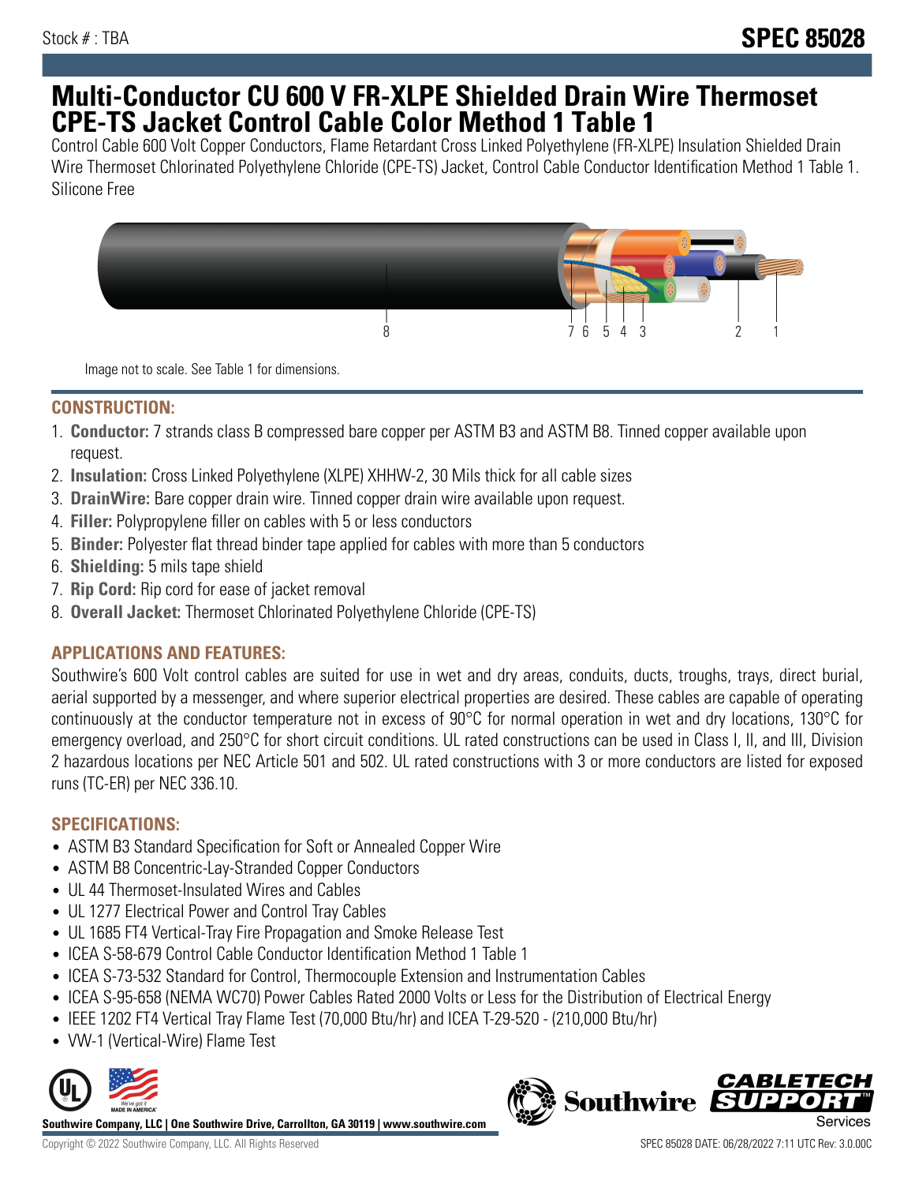Stock # : TBA

# SPEC 85028

# Multi-Conductor CU 600 V FR-XLPE Shielded Drain Wire Thermoset CPE-TS Jacket Control Cable Color Method 1 Table 1

Control Cable 600 Volt Copper Conductors, Flame Retardant Cross Linked Polyethylene (FR-XLPE) Insulation Shielded Drain Wire Thermoset Chlorinated Polyethylene Chloride (CPE-TS) Jacket, Control Cable Conductor Identification Method 1 Table 1. Silicone Free

Image not to scale. See Table 1 for dimensions.

## CONSTRUCTION:

1. **Conductor:** 7 strands class B compressed bare copper per ASTM B3 and ASTM B8. Tinned copper available upon request.
2. **Insulation:** Cross Linked Polyethylene (XLPE) XHHW-2, 30 Mils thick for all cable sizes
3. **DrainWire:** Bare copper drain wire. Tinned copper drain wire available upon request.
4. **Filler:** Polypropylene filler on cables with 5 or less conductors
5. **Binder:** Polyester flat thread binder tape applied for cables with more than 5 conductors
6. **Shielding:** 5 mils tape shield
7. **Rip Cord:** Rip cord for ease of jacket removal
8. **Overall Jacket:** Thermoset Chlorinated Polyethylene Chloride (CPE-TS)

## APPLICATIONS AND FEATURES:

Southwire's 600 Volt control cables are suited for use in wet and dry areas, conduits, ducts, troughs, trays, direct burial, aerial supported by a messenger, and where superior electrical properties are desired. These cables are capable of operating continuously at the conductor temperature not in excess of 90°C for normal operation in wet and dry locations, 130°C for emergency overload, and 250°C for short circuit conditions. UL rated constructions can be used in Class I, II, and III, Division 2 hazardous locations per NEC Article 501 and 502. UL rated constructions with 3 or more conductors are listed for exposed runs (TC-ER) per NEC 336.10.

## SPECIFICATIONS:

- ASTM B3 Standard Specification for Soft or Annealed Copper Wire
- ASTM B8 Concentric-Lay-Stranded Copper Conductors
- UL 44 Thermoset-Insulated Wires and Cables
- UL 1277 Electrical Power and Control Tray Cables
- UL 1685 FT4 Vertical-Tray Fire Propagation and Smoke Release Test
- ICEA S-58-679 Control Cable Conductor Identification Method 1 Table 1
- ICEA S-73-532 Standard for Control, Thermocouple Extension and Instrumentation Cables
- ICEA S-95-658 (NEMA WC70) Power Cables Rated 2000 Volts or Less for the Distribution of Electrical Energy
- IEEE 1202 FT4 Vertical Tray Flame Test (70,000 Btu/hr) and ICEA T-29-520 - (210,000 Btu/hr)
- VW-1 (Vertical-Wire) Flame Test

Southwire Company, LLC | One Southwire Drive, Carrollton, GA 30119 | www.southwire.com

Copyright © 2022 Southwire Company, LLC. All Rights Reserved

SPEC 85028 DATE: 06/28/2022 7:11 UTC Rev: 3.0.00C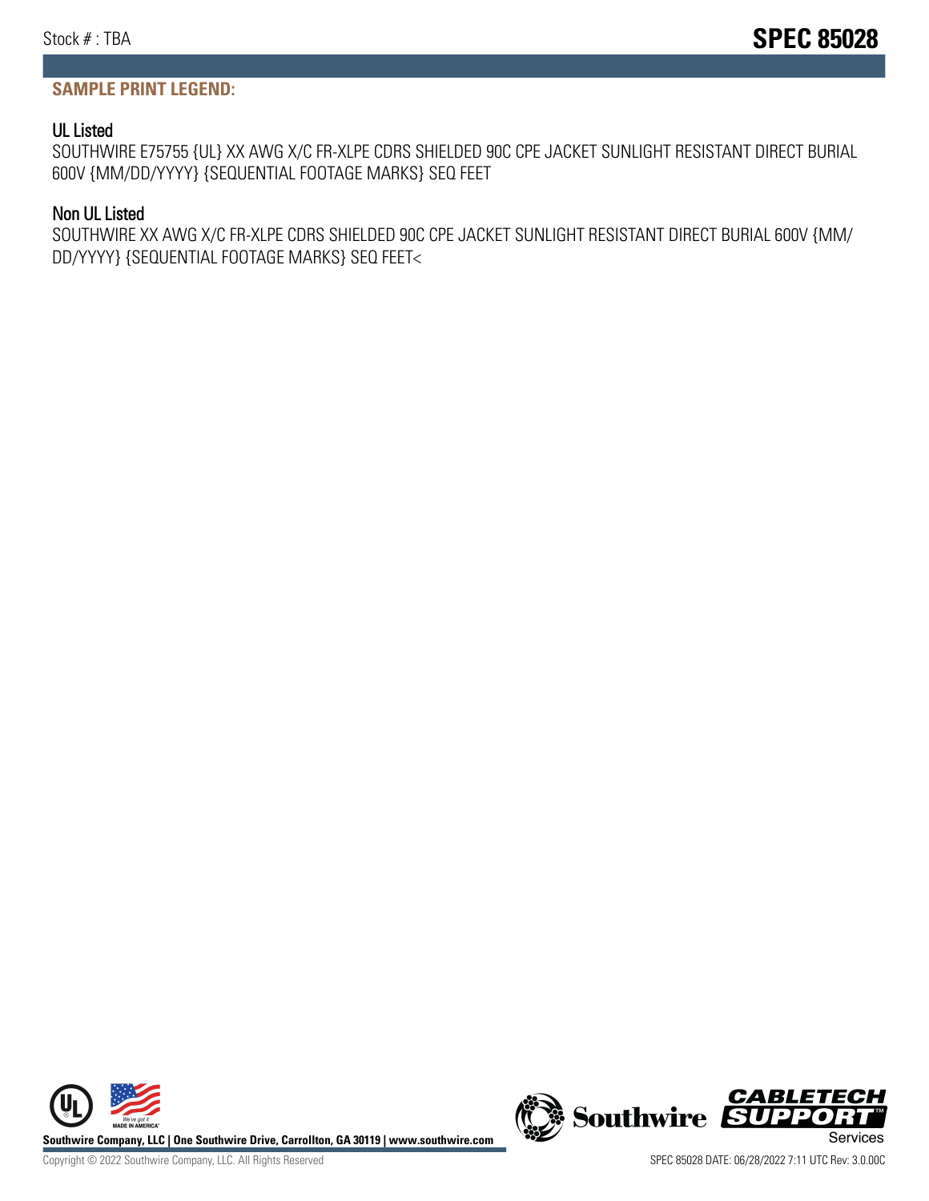## SAMPLE PRINT LEGEND:

### UL Listed

SOUTHWIRE E75755 {UL} XX AWG X/C FR-XLPE CDRS SHIELDED 90C CPE JACKET SUNLIGHT RESISTANT DIRECT BURIAL 600V {MM/DD/YYYY} {SEQUENTIAL FOOTAGE MARKS} SEQ FEET

### Non UL Listed

SOUTHWIRE XX AWG X/C FR-XLPE CDRS SHIELDED 90C CPE JACKET SUNLIGHT RESISTANT DIRECT BURIAL 600V {MM/DD/YYYY} {SEQUENTIAL FOOTAGE MARKS} SEQ FEET<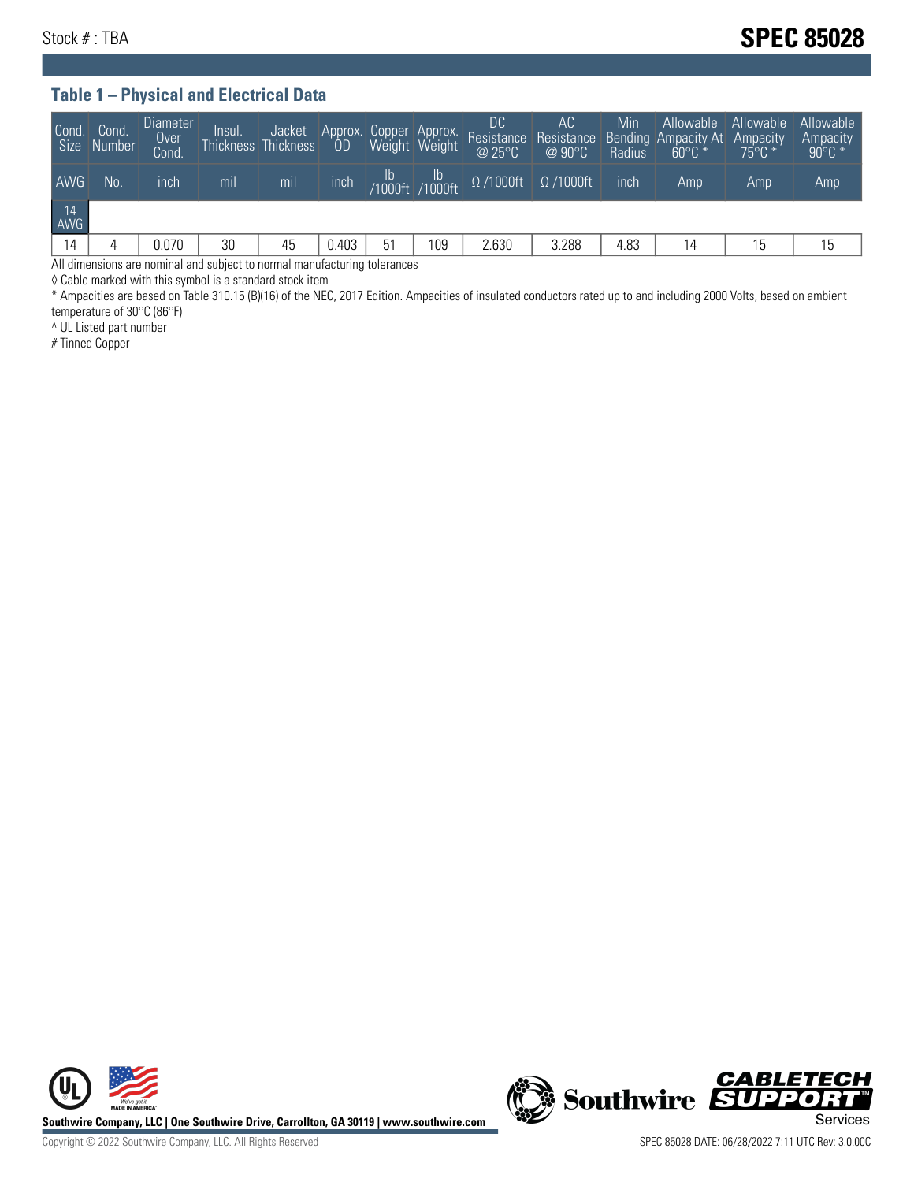Stock # : TBA

# SPEC 85028

## Table 1 – Physical and Electrical Data

| Cond. Size | Cond. Number | Diameter Over Cond. | Insul. Thickness | Jacket Thickness | Approx. OD | Copper Weight | Approx. Weight | DC Resistance @ 25°C | AC Resistance @ 90°C | Min Bending Radius | Allowable Ampacity At 60°C * | Allowable Ampacity 75°C * | Allowable Ampacity 90°C * |
|---|---|---|---|---|---|---|---|---|---|---|---|---|---|
| AWG | No. | inch | mil | mil | inch | lb /1000ft | lb /1000ft | Ω /1000ft | Ω /1000ft | inch | Amp | Amp | Amp |
| 14 AWG | | | | | | | | | | | | | |
| 14 | 4 | 0.070 | 30 | 45 | 0.403 | 51 | 109 | 2.630 | 3.288 | 4.83 | 14 | 15 | 15 |

All dimensions are nominal and subject to normal manufacturing tolerances

◊ Cable marked with this symbol is a standard stock item

* Ampacities are based on Table 310.15 (B)(16) of the NEC, 2017 Edition. Ampacities of insulated conductors rated up to and including 2000 Volts, based on ambient temperature of 30°C (86°F)

^ UL Listed part number

# Tinned Copper

Southwire Company, LLC | One Southwire Drive, Carrollton, GA 30119 | www.southwire.com

Copyright © 2022 Southwire Company, LLC. All Rights Reserved

SPEC 85028 DATE: 06/28/2022 7:11 UTC Rev: 3.0.00C